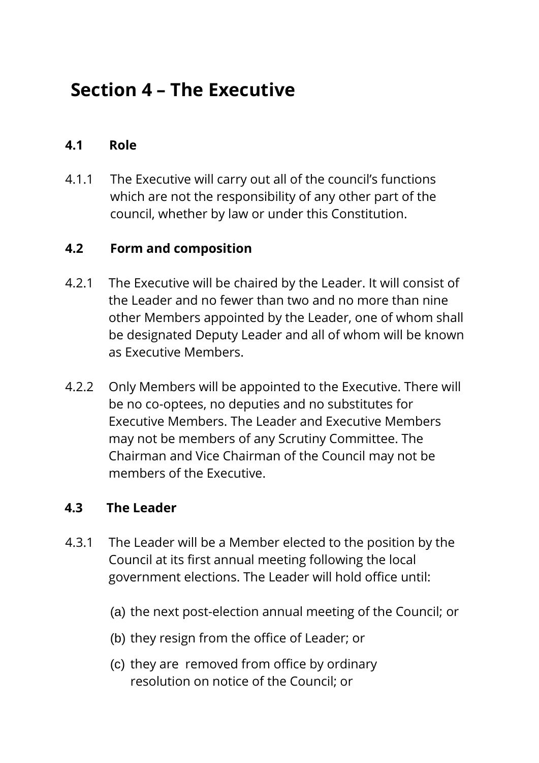# Section 4 – The Executive

### 4.1 Role

4.1.1 The Executive will carry out all of the council's functions which are not the responsibility of any other part of the council, whether by law or under this Constitution.

### 4.2 Form and composition

4.2.1 The Executive will be chaired by the Leader. It will consist of the Leader and no fewer than two and no more than nine other Members appointed by the Leader, one of whom shall be designated Deputy Leader and all of whom will be known as Executive Members.

4.2.2 Only Members will be appointed to the Executive. There will be no co-optees, no deputies and no substitutes for Executive Members. The Leader and Executive Members may not be members of any Scrutiny Committee. The Chairman and Vice Chairman of the Council may not be members of the Executive.

### 4.3 The Leader

4.3.1 The Leader will be a Member elected to the position by the Council at its first annual meeting following the local government elections. The Leader will hold office until:

(a) the next post-election annual meeting of the Council; or

(b) they resign from the office of Leader; or

(c) they are removed from office by ordinary resolution on notice of the Council; or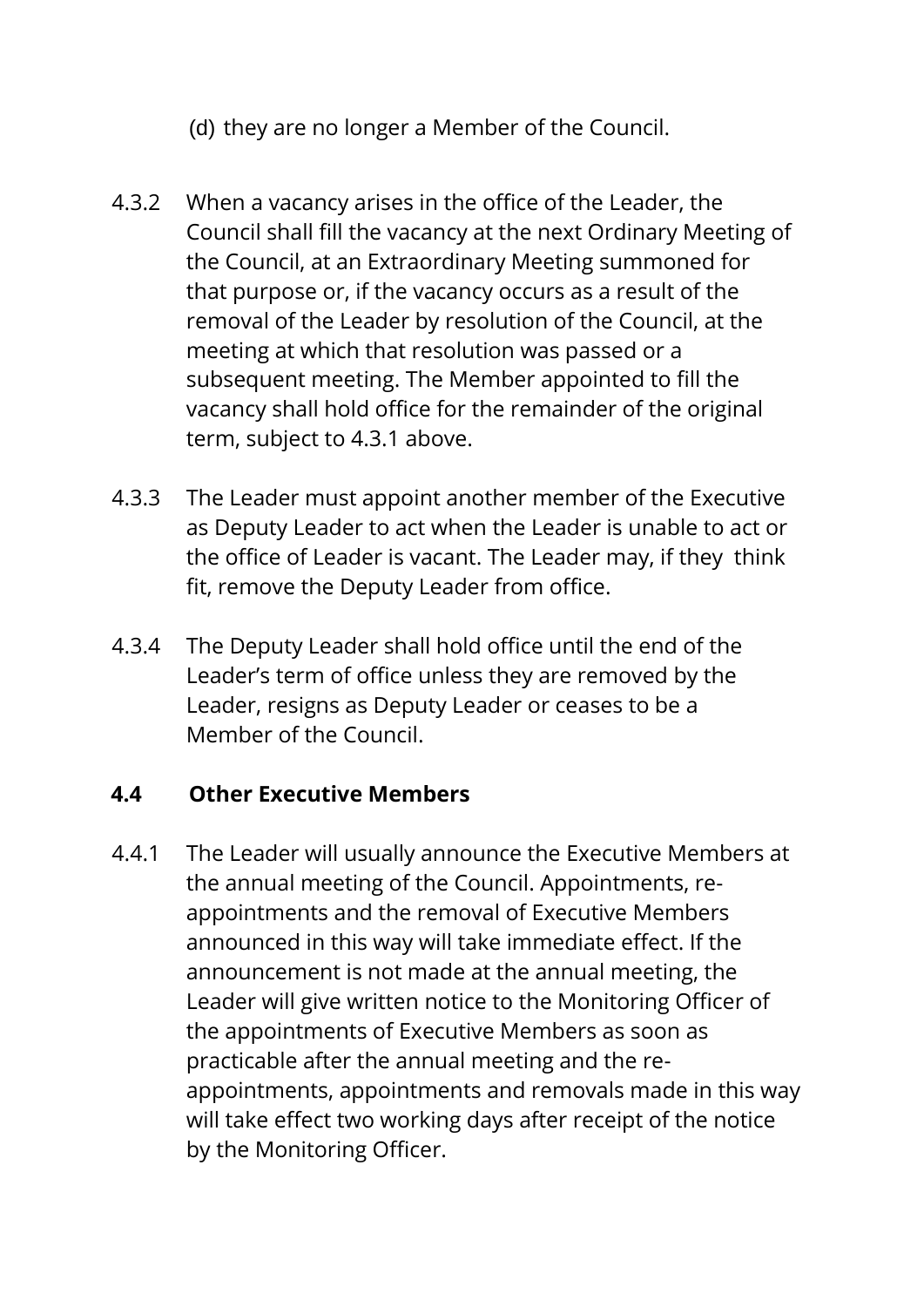(d) they are no longer a Member of the Council.

4.3.2 When a vacancy arises in the office of the Leader, the Council shall fill the vacancy at the next Ordinary Meeting of the Council, at an Extraordinary Meeting summoned for that purpose or, if the vacancy occurs as a result of the removal of the Leader by resolution of the Council, at the meeting at which that resolution was passed or a subsequent meeting. The Member appointed to fill the vacancy shall hold office for the remainder of the original term, subject to 4.3.1 above.

4.3.3 The Leader must appoint another member of the Executive as Deputy Leader to act when the Leader is unable to act or the office of Leader is vacant. The Leader may, if they think fit, remove the Deputy Leader from office.

4.3.4 The Deputy Leader shall hold office until the end of the Leader's term of office unless they are removed by the Leader, resigns as Deputy Leader or ceases to be a Member of the Council.

### 4.4 Other Executive Members

4.4.1 The Leader will usually announce the Executive Members at the annual meeting of the Council. Appointments, re-appointments and the removal of Executive Members announced in this way will take immediate effect. If the announcement is not made at the annual meeting, the Leader will give written notice to the Monitoring Officer of the appointments of Executive Members as soon as practicable after the annual meeting and the re-appointments, appointments and removals made in this way will take effect two working days after receipt of the notice by the Monitoring Officer.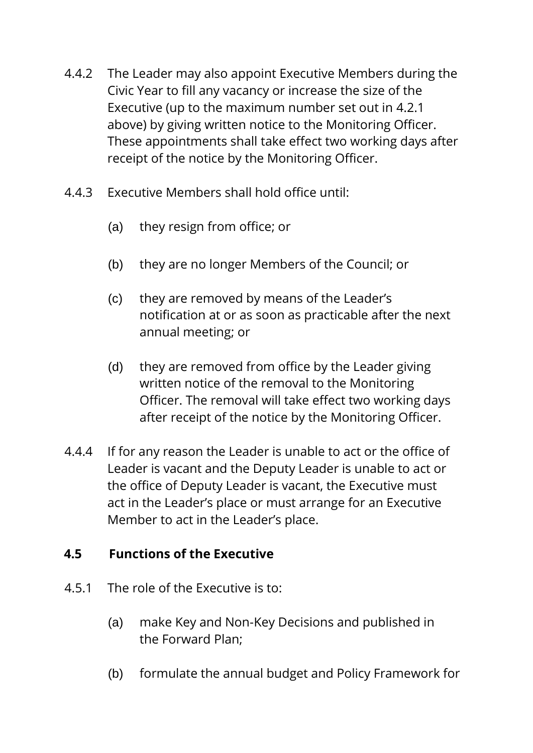4.4.2 The Leader may also appoint Executive Members during the Civic Year to fill any vacancy or increase the size of the Executive (up to the maximum number set out in 4.2.1 above) by giving written notice to the Monitoring Officer. These appointments shall take effect two working days after receipt of the notice by the Monitoring Officer.

4.4.3 Executive Members shall hold office until:

(a) they resign from office; or

(b) they are no longer Members of the Council; or

(c) they are removed by means of the Leader's notification at or as soon as practicable after the next annual meeting; or

(d) they are removed from office by the Leader giving written notice of the removal to the Monitoring Officer. The removal will take effect two working days after receipt of the notice by the Monitoring Officer.

4.4.4 If for any reason the Leader is unable to act or the office of Leader is vacant and the Deputy Leader is unable to act or the office of Deputy Leader is vacant, the Executive must act in the Leader's place or must arrange for an Executive Member to act in the Leader's place.

### 4.5 Functions of the Executive

4.5.1 The role of the Executive is to:

(a) make Key and Non-Key Decisions and published in the Forward Plan;

(b) formulate the annual budget and Policy Framework for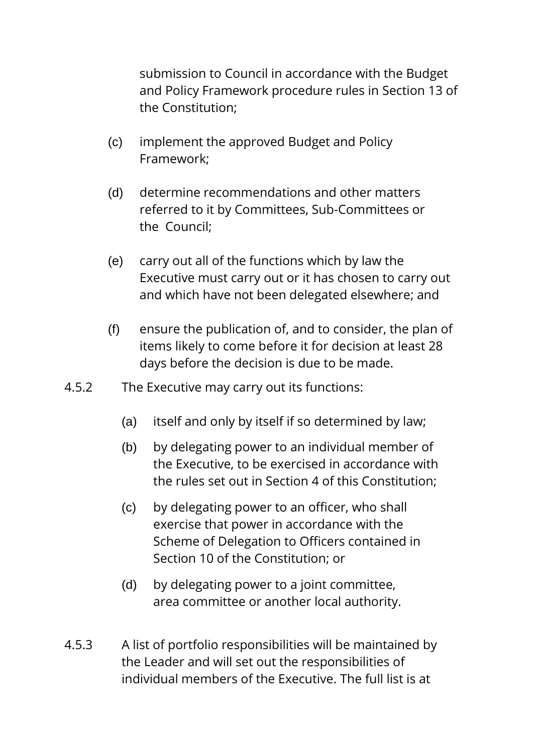submission to Council in accordance with the Budget and Policy Framework procedure rules in Section 13 of the Constitution;

(c) implement the approved Budget and Policy Framework;

(d) determine recommendations and other matters referred to it by Committees, Sub-Committees or the Council;

(e) carry out all of the functions which by law the Executive must carry out or it has chosen to carry out and which have not been delegated elsewhere; and

(f) ensure the publication of, and to consider, the plan of items likely to come before it for decision at least 28 days before the decision is due to be made.

4.5.2 The Executive may carry out its functions:

(a) itself and only by itself if so determined by law;

(b) by delegating power to an individual member of the Executive, to be exercised in accordance with the rules set out in Section 4 of this Constitution;

(c) by delegating power to an officer, who shall exercise that power in accordance with the Scheme of Delegation to Officers contained in Section 10 of the Constitution; or

(d) by delegating power to a joint committee, area committee or another local authority.

4.5.3 A list of portfolio responsibilities will be maintained by the Leader and will set out the responsibilities of individual members of the Executive. The full list is at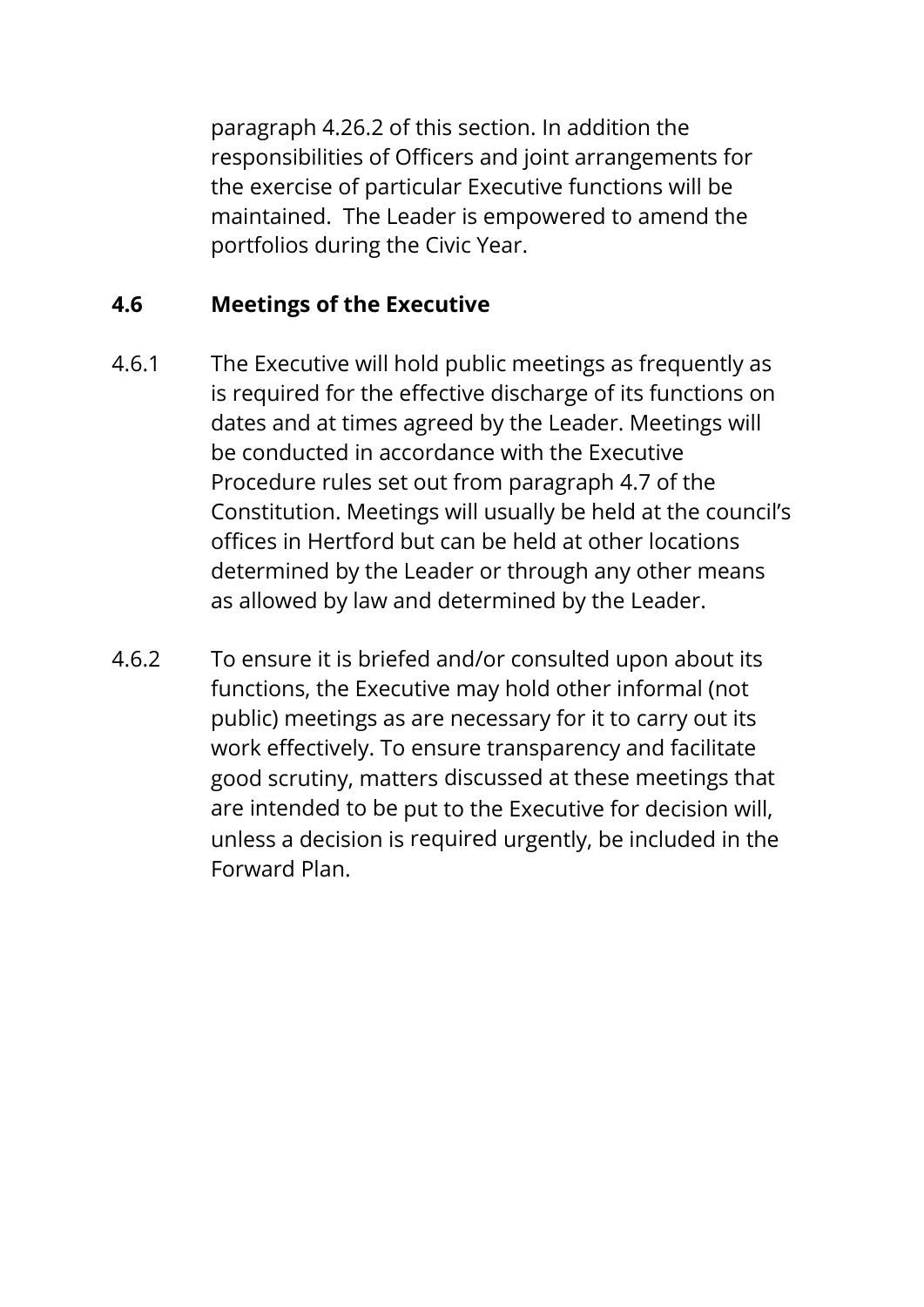paragraph 4.26.2 of this section. In addition the responsibilities of Officers and joint arrangements for the exercise of particular Executive functions will be maintained. The Leader is empowered to amend the portfolios during the Civic Year.

## 4.6 Meetings of the Executive

4.6.1 The Executive will hold public meetings as frequently as is required for the effective discharge of its functions on dates and at times agreed by the Leader. Meetings will be conducted in accordance with the Executive Procedure rules set out from paragraph 4.7 of the Constitution. Meetings will usually be held at the council's offices in Hertford but can be held at other locations determined by the Leader or through any other means as allowed by law and determined by the Leader.

4.6.2 To ensure it is briefed and/or consulted upon about its functions, the Executive may hold other informal (not public) meetings as are necessary for it to carry out its work effectively. To ensure transparency and facilitate good scrutiny, matters discussed at these meetings that are intended to be put to the Executive for decision will, unless a decision is required urgently, be included in the Forward Plan.